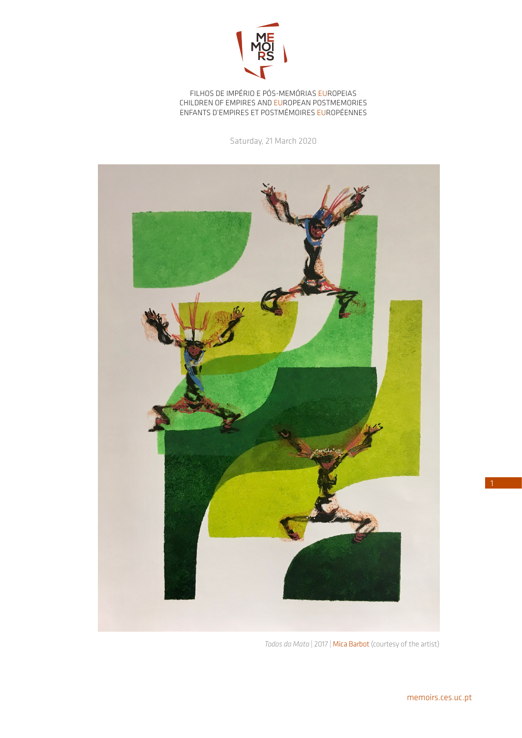MEMOIRS

FILHOS DE IMPÉRIO E PÓS-MEMÓRIAS EUROPEIAS
CHILDREN OF EMPIRES AND EUROPEAN POSTMEMORIES
ENFANTS D'EMPIRES ET POSTMÉMOIRES EUROPÉENNES

Saturday, 21 March 2020

*Todos do Mato* | 2017 | Mica Barbot (courtesy of the artist)

memoirs.ces.uc.pt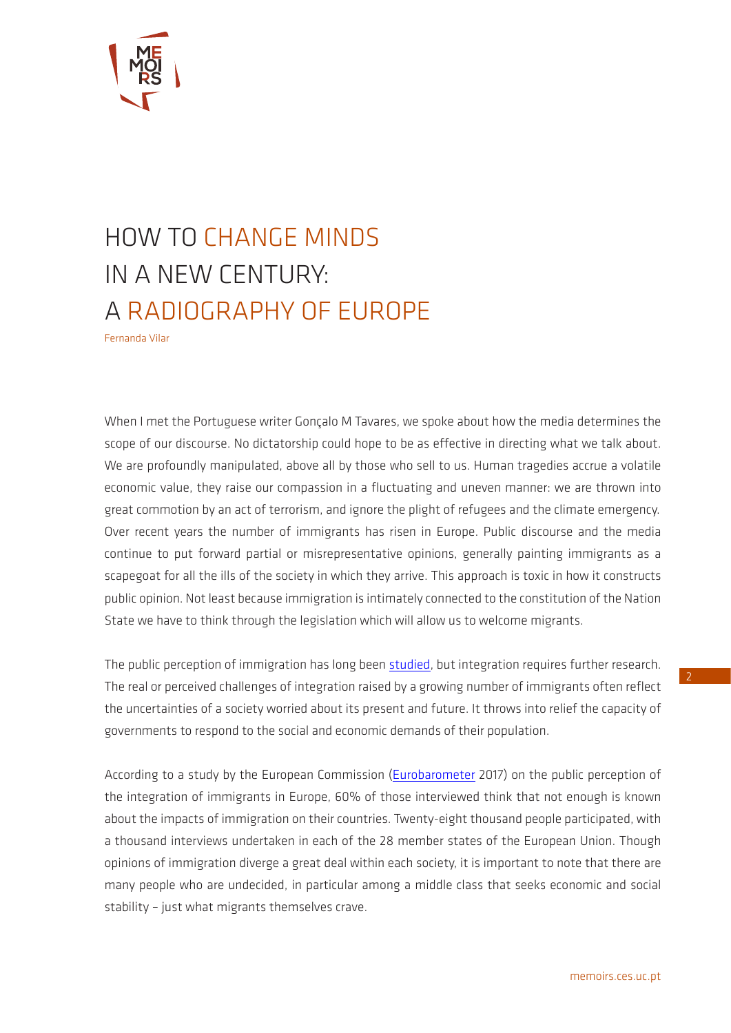# HOW TO CHANGE MINDS IN A NEW CENTURY: A RADIOGRAPHY OF EUROPE

Fernanda Vilar

When I met the Portuguese writer Gonçalo M Tavares, we spoke about how the media determines the scope of our discourse. No dictatorship could hope to be as effective in directing what we talk about. We are profoundly manipulated, above all by those who sell to us. Human tragedies accrue a volatile economic value, they raise our compassion in a fluctuating and uneven manner: we are thrown into great commotion by an act of terrorism, and ignore the plight of refugees and the climate emergency. Over recent years the number of immigrants has risen in Europe. Public discourse and the media continue to put forward partial or misrepresentative opinions, generally painting immigrants as a scapegoat for all the ills of the society in which they arrive. This approach is toxic in how it constructs public opinion. Not least because immigration is intimately connected to the constitution of the Nation State we have to think through the legislation which will allow us to welcome migrants.

The public perception of immigration has long been studied, but integration requires further research. The real or perceived challenges of integration raised by a growing number of immigrants often reflect the uncertainties of a society worried about its present and future. It throws into relief the capacity of governments to respond to the social and economic demands of their population.

According to a study by the European Commission (Eurobarometer 2017) on the public perception of the integration of immigrants in Europe, 60% of those interviewed think that not enough is known about the impacts of immigration on their countries. Twenty-eight thousand people participated, with a thousand interviews undertaken in each of the 28 member states of the European Union. Though opinions of immigration diverge a great deal within each society, it is important to note that there are many people who are undecided, in particular among a middle class that seeks economic and social stability – just what migrants themselves crave.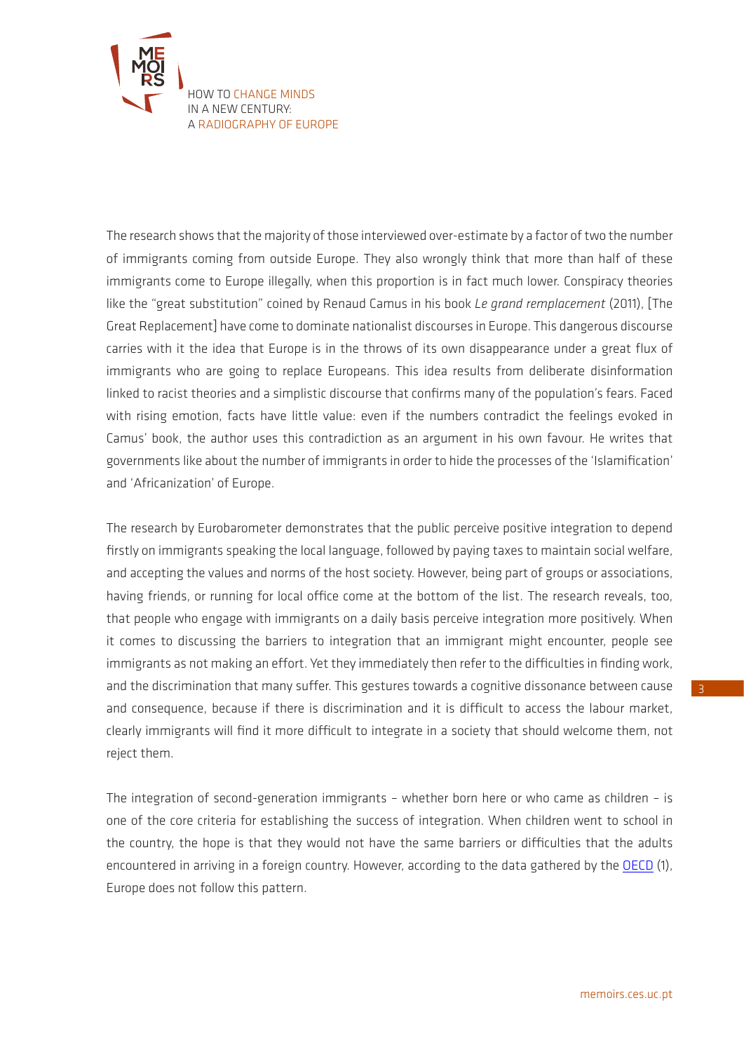The research shows that the majority of those interviewed over-estimate by a factor of two the number of immigrants coming from outside Europe. They also wrongly think that more than half of these immigrants come to Europe illegally, when this proportion is in fact much lower. Conspiracy theories like the "great substitution" coined by Renaud Camus in his book *Le grand remplacement* (2011), [The Great Replacement] have come to dominate nationalist discourses in Europe. This dangerous discourse carries with it the idea that Europe is in the throws of its own disappearance under a great flux of immigrants who are going to replace Europeans. This idea results from deliberate disinformation linked to racist theories and a simplistic discourse that confirms many of the population's fears. Faced with rising emotion, facts have little value: even if the numbers contradict the feelings evoked in Camus' book, the author uses this contradiction as an argument in his own favour. He writes that governments like about the number of immigrants in order to hide the processes of the 'Islamification' and 'Africanization' of Europe.

The research by Eurobarometer demonstrates that the public perceive positive integration to depend firstly on immigrants speaking the local language, followed by paying taxes to maintain social welfare, and accepting the values and norms of the host society. However, being part of groups or associations, having friends, or running for local office come at the bottom of the list. The research reveals, too, that people who engage with immigrants on a daily basis perceive integration more positively. When it comes to discussing the barriers to integration that an immigrant might encounter, people see immigrants as not making an effort. Yet they immediately then refer to the difficulties in finding work, and the discrimination that many suffer. This gestures towards a cognitive dissonance between cause and consequence, because if there is discrimination and it is difficult to access the labour market, clearly immigrants will find it more difficult to integrate in a society that should welcome them, not reject them.

The integration of second-generation immigrants – whether born here or who came as children – is one of the core criteria for establishing the success of integration. When children went to school in the country, the hope is that they would not have the same barriers or difficulties that the adults encountered in arriving in a foreign country. However, according to the data gathered by the OECD (1), Europe does not follow this pattern.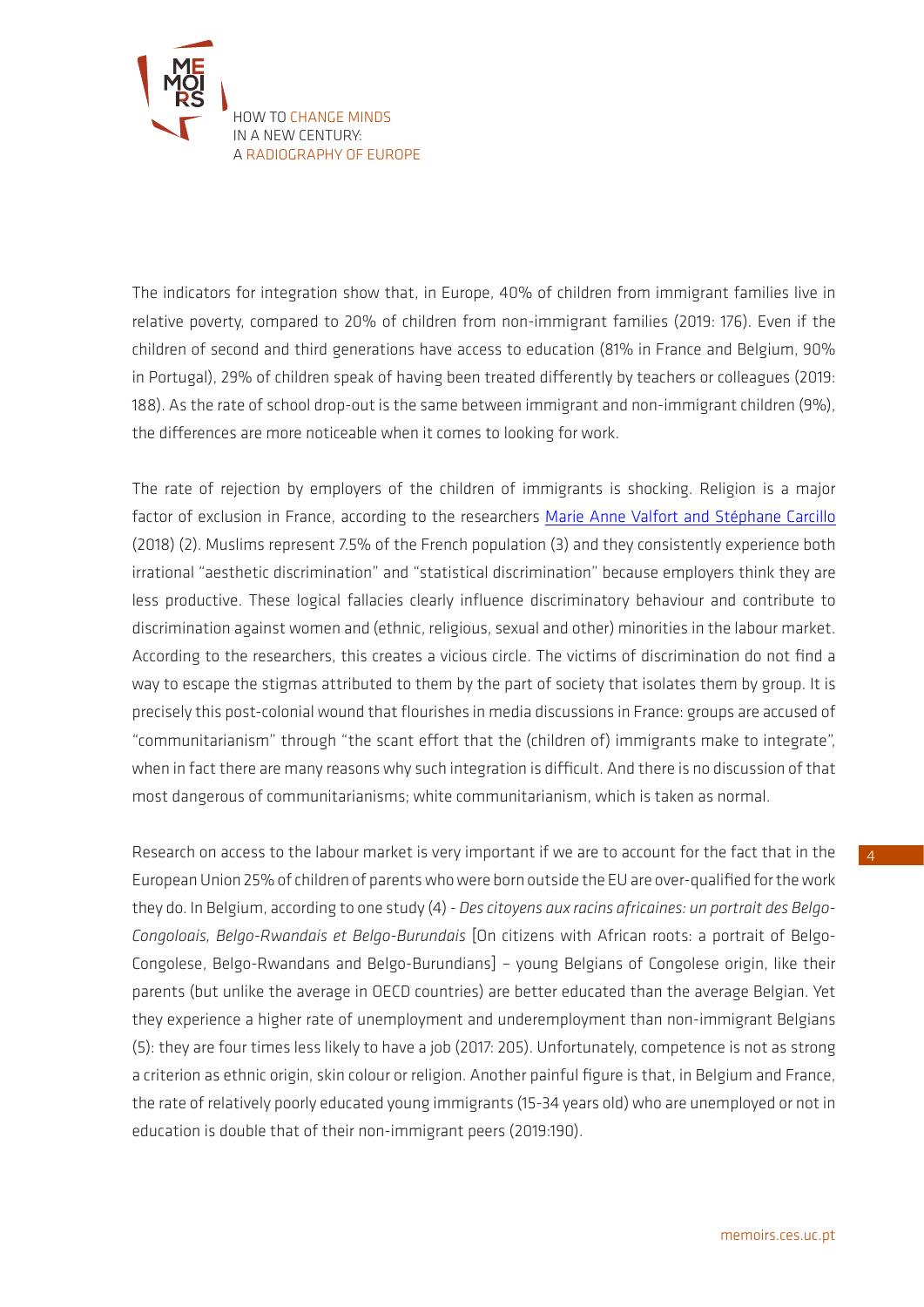The indicators for integration show that, in Europe, 40% of children from immigrant families live in relative poverty, compared to 20% of children from non-immigrant families (2019: 176). Even if the children of second and third generations have access to education (81% in France and Belgium, 90% in Portugal), 29% of children speak of having been treated differently by teachers or colleagues (2019: 188). As the rate of school drop-out is the same between immigrant and non-immigrant children (9%), the differences are more noticeable when it comes to looking for work.

The rate of rejection by employers of the children of immigrants is shocking. Religion is a major factor of exclusion in France, according to the researchers Marie Anne Valfort and Stéphane Carcillo (2018) (2). Muslims represent 7.5% of the French population (3) and they consistently experience both irrational "aesthetic discrimination" and "statistical discrimination" because employers think they are less productive. These logical fallacies clearly influence discriminatory behaviour and contribute to discrimination against women and (ethnic, religious, sexual and other) minorities in the labour market. According to the researchers, this creates a vicious circle. The victims of discrimination do not find a way to escape the stigmas attributed to them by the part of society that isolates them by group. It is precisely this post-colonial wound that flourishes in media discussions in France: groups are accused of "communitarianism" through "the scant effort that the (children of) immigrants make to integrate", when in fact there are many reasons why such integration is difficult. And there is no discussion of that most dangerous of communitarianisms; white communitarianism, which is taken as normal.

Research on access to the labour market is very important if we are to account for the fact that in the European Union 25% of children of parents who were born outside the EU are over-qualified for the work they do. In Belgium, according to one study (4) - *Des citoyens aux racins africaines: un portrait des Belgo-Congoloais, Belgo-Rwandais et Belgo-Burundais* [On citizens with African roots: a portrait of Belgo-Congolese, Belgo-Rwandans and Belgo-Burundians] – young Belgians of Congolese origin, like their parents (but unlike the average in OECD countries) are better educated than the average Belgian. Yet they experience a higher rate of unemployment and underemployment than non-immigrant Belgians (5): they are four times less likely to have a job (2017: 205). Unfortunately, competence is not as strong a criterion as ethnic origin, skin colour or religion. Another painful figure is that, in Belgium and France, the rate of relatively poorly educated young immigrants (15-34 years old) who are unemployed or not in education is double that of their non-immigrant peers (2019:190).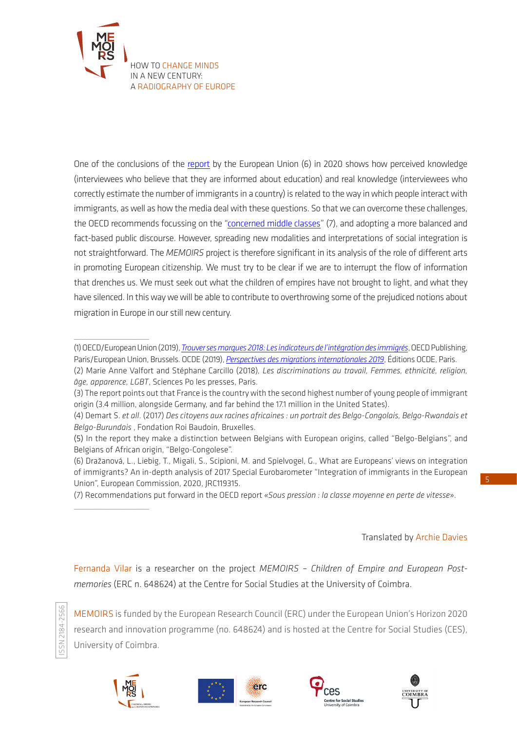One of the conclusions of the report by the European Union (6) in 2020 shows how perceived knowledge (interviewees who believe that they are informed about education) and real knowledge (interviewees who correctly estimate the number of immigrants in a country) is related to the way in which people interact with immigrants, as well as how the media deal with these questions. So that we can overcome these challenges, the OECD recommends focussing on the "concerned middle classes" (7), and adopting a more balanced and fact-based public discourse. However, spreading new modalities and interpretations of social integration is not straightforward. The *MEMOIRS* project is therefore significant in its analysis of the role of different arts in promoting European citizenship. We must try to be clear if we are to interrupt the flow of information that drenches us. We must seek out what the children of empires have not brought to light, and what they have silenced. In this way we will be able to contribute to overthrowing some of the prejudiced notions about migration in Europe in our still new century.

---

(1) OECD/European Union (2019), *Trouver ses marques 2018: Les indicateurs de l'intégration des immigrés*, OECD Publishing, Paris/European Union, Brussels. OCDE (2019), *Perspectives des migrations internationales 2019*, Éditions OCDE, Paris.

(2) Marie Anne Valfort and Stéphane Carcillo (2018), *Les discriminations au travail, Femmes, ethnicité, religion, âge, apparence, LGBT*, Sciences Po les presses, Paris.

(3) The report points out that France is the country with the second highest number of young people of immigrant origin (3.4 million, alongside Germany, and far behind the 17.1 million in the United States).

(4) Demart S. *et all*. (2017) *Des citoyens aux racines africaines : un portrait des Belgo-Congolais, Belgo-Rwandais et Belgo-Burundais* , Fondation Roi Baudoin, Bruxelles.

(5) In the report they make a distinction between Belgians with European origins, called "Belgo-Belgians", and Belgians of African origin, "Belgo-Congolese".

(6) Dražanová, L., Liebig, T., Migali, S., Scipioni, M. and Spielvogel, G., What are Europeans' views on integration of immigrants? An in-depth analysis of 2017 Special Eurobarometer "Integration of immigrants in the European Union", European Commission, 2020, JRC119315.

(7) Recommendations put forward in the OECD report «*Sous pression : la classe moyenne en perte de vitesse*».

---

Translated by Archie Davies

Fernanda Vilar is a researcher on the project *MEMOIRS – Children of Empire and European Post-memories* (ERC n. 648624) at the Centre for Social Studies at the University of Coimbra.

MEMOIRS is funded by the European Research Council (ERC) under the European Union's Horizon 2020 research and innovation programme (no. 648624) and is hosted at the Centre for Social Studies (CES), University of Coimbra.